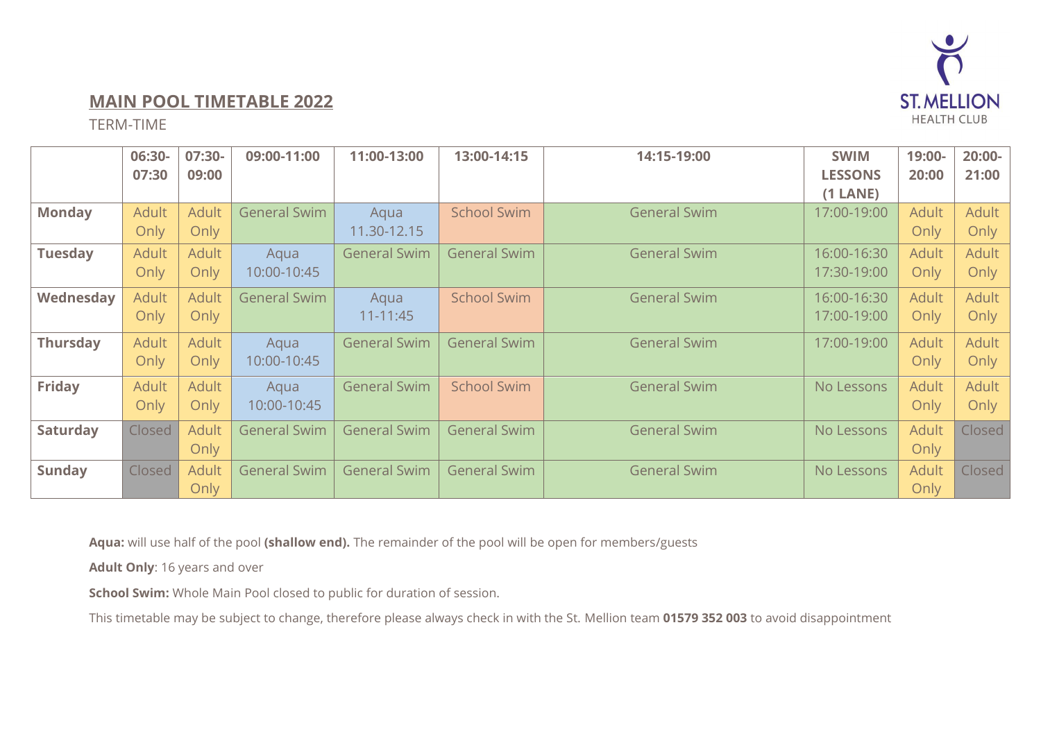## MAIN POOL TIMETABLE 2022

TERM-TIME

ST. MELLION HEALTH CLUB

| | 06:30-07:30 | 07:30-09:00 | 09:00-11:00 | 11:00-13:00 | 13:00-14:15 | 14:15-19:00 | SWIM LESSONS (1 LANE) | 19:00-20:00 | 20:00-21:00 |
|---|---|---|---|---|---|---|---|---|---|
| **Monday** | Adult Only | Adult Only | General Swim | Aqua 11.30-12.15 | School Swim | General Swim | 17:00-19:00 | Adult Only | Adult Only |
| **Tuesday** | Adult Only | Adult Only | Aqua 10:00-10:45 | General Swim | General Swim | General Swim | 16:00-16:30 17:30-19:00 | Adult Only | Adult Only |
| **Wednesday** | Adult Only | Adult Only | General Swim | Aqua 11-11:45 | School Swim | General Swim | 16:00-16:30 17:00-19:00 | Adult Only | Adult Only |
| **Thursday** | Adult Only | Adult Only | Aqua 10:00-10:45 | General Swim | General Swim | General Swim | 17:00-19:00 | Adult Only | Adult Only |
| **Friday** | Adult Only | Adult Only | Aqua 10:00-10:45 | General Swim | School Swim | General Swim | No Lessons | Adult Only | Adult Only |
| **Saturday** | Closed | Adult Only | General Swim | General Swim | General Swim | General Swim | No Lessons | Adult Only | Closed |
| **Sunday** | Closed | Adult Only | General Swim | General Swim | General Swim | General Swim | No Lessons | Adult Only | Closed |

**Aqua:** will use half of the pool **(shallow end).** The remainder of the pool will be open for members/guests

**Adult Only**: 16 years and over

**School Swim:** Whole Main Pool closed to public for duration of session.

This timetable may be subject to change, therefore please always check in with the St. Mellion team **01579 352 003** to avoid disappointment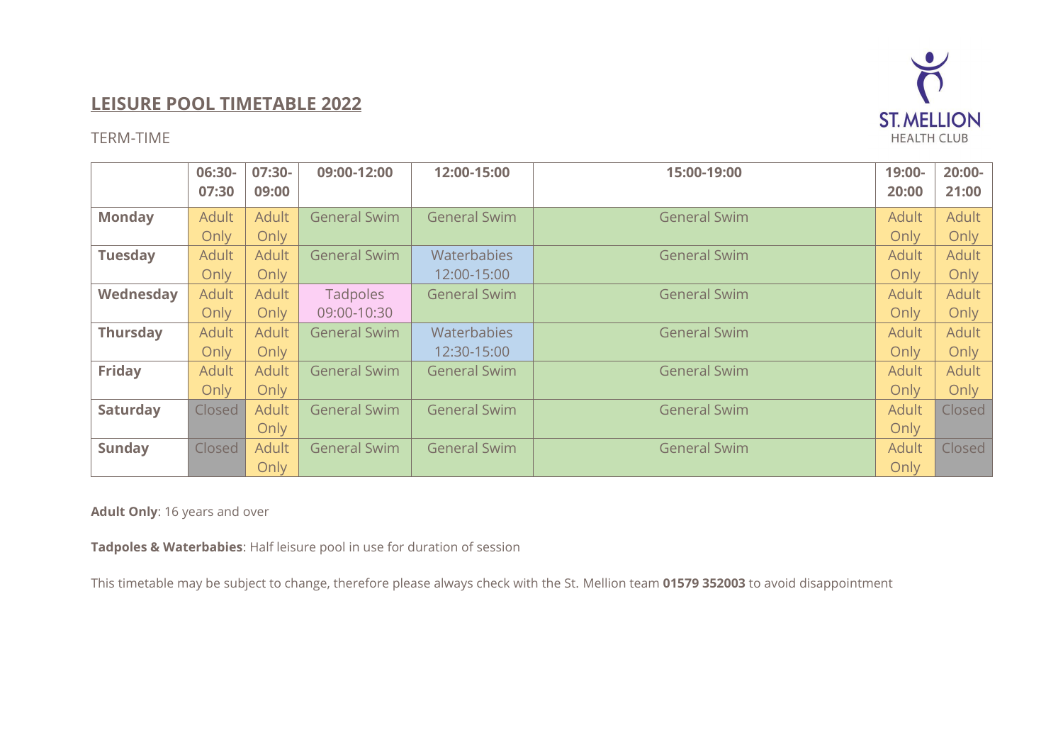## LEISURE POOL TIMETABLE 2022

ST. MELLION HEALTH CLUB

TERM-TIME

| | 06:30-07:30 | 07:30-09:00 | 09:00-12:00 | 12:00-15:00 | 15:00-19:00 | 19:00-20:00 | 20:00-21:00 |
|---|---|---|---|---|---|---|---|
| **Monday** | Adult Only | Adult Only | General Swim | General Swim | General Swim | Adult Only | Adult Only |
| **Tuesday** | Adult Only | Adult Only | General Swim | Waterbabies 12:00-15:00 | General Swim | Adult Only | Adult Only |
| **Wednesday** | Adult Only | Adult Only | Tadpoles 09:00-10:30 | General Swim | General Swim | Adult Only | Adult Only |
| **Thursday** | Adult Only | Adult Only | General Swim | Waterbabies 12:30-15:00 | General Swim | Adult Only | Adult Only |
| **Friday** | Adult Only | Adult Only | General Swim | General Swim | General Swim | Adult Only | Adult Only |
| **Saturday** | Closed | Adult Only | General Swim | General Swim | General Swim | Adult Only | Closed |
| **Sunday** | Closed | Adult Only | General Swim | General Swim | General Swim | Adult Only | Closed |

**Adult Only**: 16 years and over

**Tadpoles & Waterbabies**: Half leisure pool in use for duration of session

This timetable may be subject to change, therefore please always check with the St. Mellion team **01579 352003** to avoid disappointment